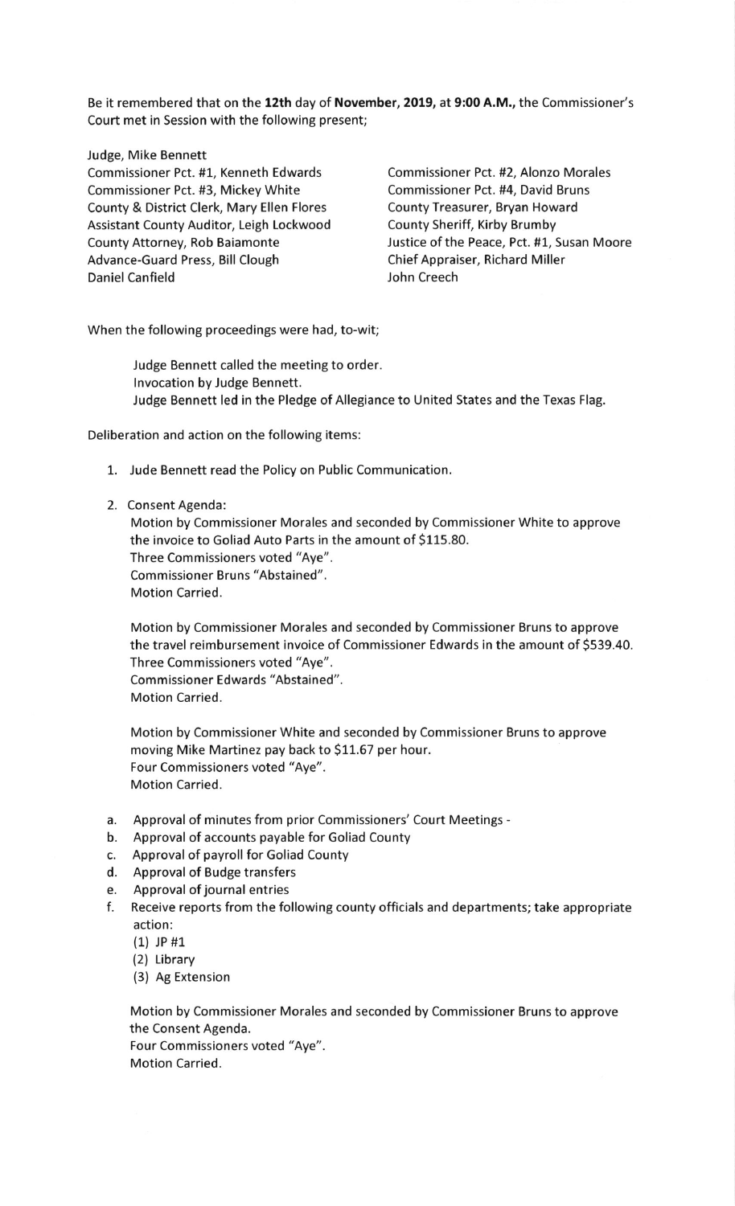Be it remembered that on the **12th** day of **November, 2019,** at **9:00 A.M.,** the Commissioner's Court met in Session with the following present;

Judge, Mike Bennett
Commissioner Pct. #1, Kenneth Edwards
Commissioner Pct. #2, Alonzo Morales
Commissioner Pct. #3, Mickey White
Commissioner Pct. #4, David Bruns
County & District Clerk, Mary Ellen Flores
County Treasurer, Bryan Howard
Assistant County Auditor, Leigh Lockwood
County Sheriff, Kirby Brumby
County Attorney, Rob Baiamonte
Justice of the Peace, Pct. #1, Susan Moore
Advance-Guard Press, Bill Clough
Chief Appraiser, Richard Miller
Daniel Canfield
John Creech

When the following proceedings were had, to-wit;

Judge Bennett called the meeting to order.
Invocation by Judge Bennett.
Judge Bennett led in the Pledge of Allegiance to United States and the Texas Flag.

Deliberation and action on the following items:

1. Jude Bennett read the Policy on Public Communication.

2. Consent Agenda:

   Motion by Commissioner Morales and seconded by Commissioner White to approve the invoice to Goliad Auto Parts in the amount of $115.80.
   Three Commissioners voted "Aye".
   Commissioner Bruns "Abstained".
   Motion Carried.

   Motion by Commissioner Morales and seconded by Commissioner Bruns to approve the travel reimbursement invoice of Commissioner Edwards in the amount of $539.40.
   Three Commissioners voted "Aye".
   Commissioner Edwards "Abstained".
   Motion Carried.

   Motion by Commissioner White and seconded by Commissioner Bruns to approve moving Mike Martinez pay back to $11.67 per hour.
   Four Commissioners voted "Aye".
   Motion Carried.

   a. Approval of minutes from prior Commissioners' Court Meetings -
   b. Approval of accounts payable for Goliad County
   c. Approval of payroll for Goliad County
   d. Approval of Budge transfers
   e. Approval of journal entries
   f. Receive reports from the following county officials and departments; take appropriate action:
      (1) JP #1
      (2) Library
      (3) Ag Extension

   Motion by Commissioner Morales and seconded by Commissioner Bruns to approve the Consent Agenda.
   Four Commissioners voted "Aye".
   Motion Carried.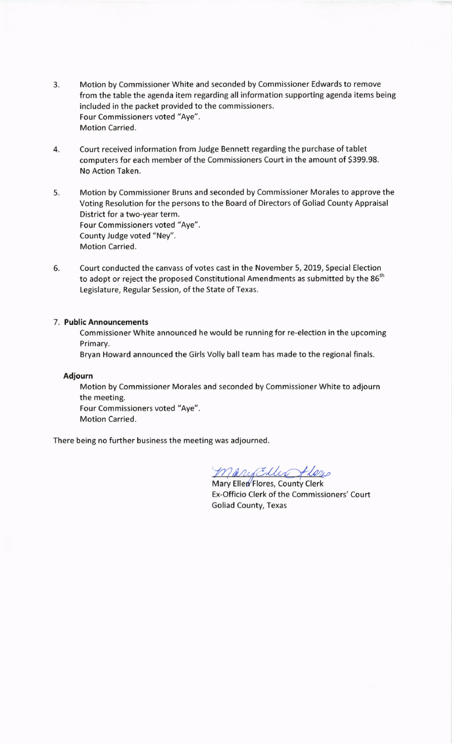3. Motion by Commissioner White and seconded by Commissioner Edwards to remove from the table the agenda item regarding all information supporting agenda items being included in the packet provided to the commissioners.
   Four Commissioners voted "Aye".
   Motion Carried.

4. Court received information from Judge Bennett regarding the purchase of tablet computers for each member of the Commissioners Court in the amount of $399.98.
   No Action Taken.

5. Motion by Commissioner Bruns and seconded by Commissioner Morales to approve the Voting Resolution for the persons to the Board of Directors of Goliad County Appraisal District for a two-year term.
   Four Commissioners voted "Aye".
   County Judge voted "Ney".
   Motion Carried.

6. Court conducted the canvass of votes cast in the November 5, 2019, Special Election to adopt or reject the proposed Constitutional Amendments as submitted by the 86th Legislature, Regular Session, of the State of Texas.

7. **Public Announcements**
   Commissioner White announced he would be running for re-election in the upcoming Primary.
   Bryan Howard announced the Girls Volly ball team has made to the regional finals.

**Adjourn**

Motion by Commissioner Morales and seconded by Commissioner White to adjourn the meeting.
Four Commissioners voted "Aye".
Motion Carried.

There being no further business the meeting was adjourned.

Mary Ellen Flores

Mary Ellen Flores, County Clerk
Ex-Officio Clerk of the Commissioners' Court
Goliad County, Texas